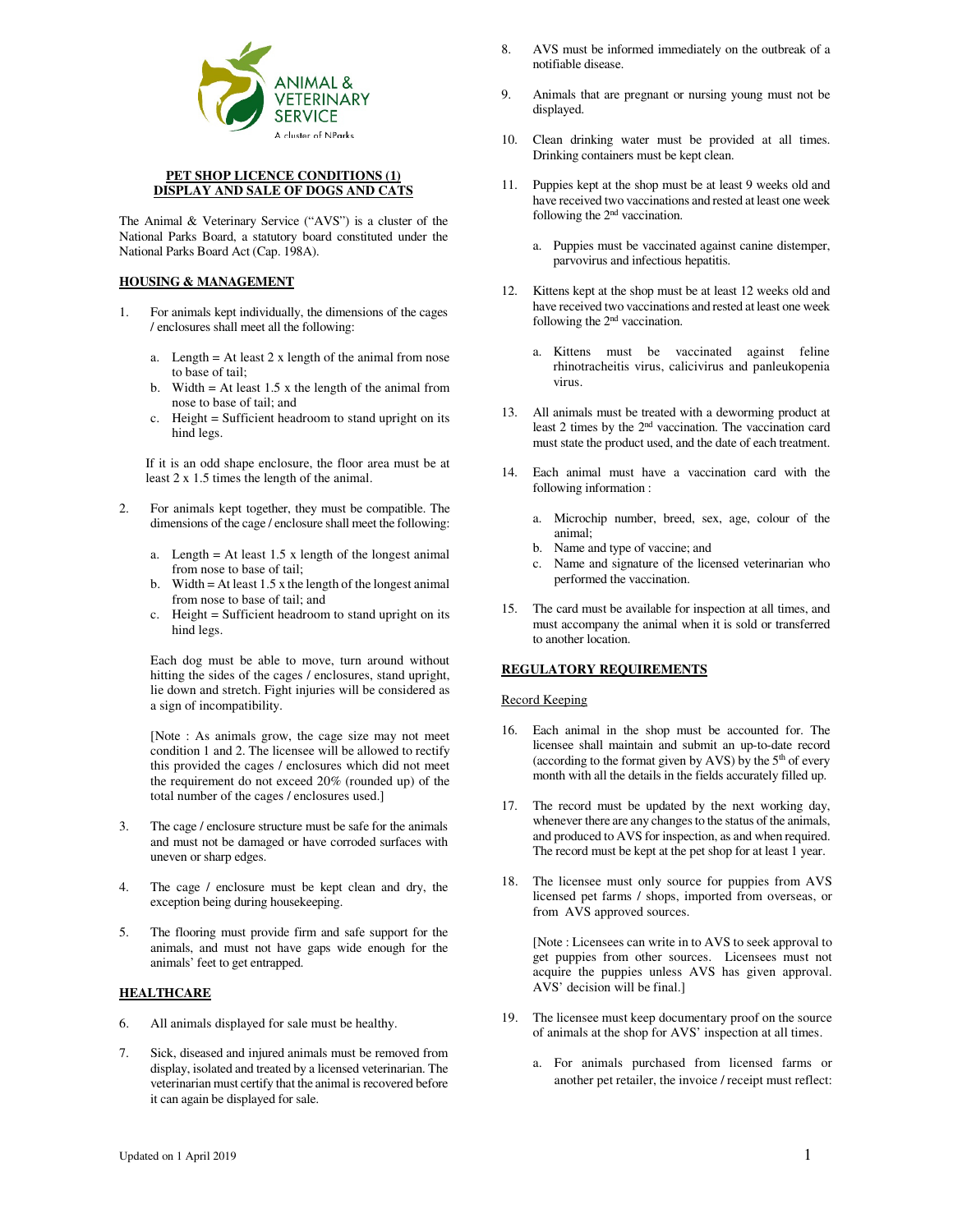# PET SHOP LICENCE CONDITIONS (1)
# DISPLAY AND SALE OF DOGS AND CATS

The Animal & Veterinary Service ("AVS") is a cluster of the National Parks Board, a statutory board constituted under the National Parks Board Act (Cap. 198A).

## HOUSING & MANAGEMENT

1. For animals kept individually, the dimensions of the cages / enclosures shall meet all the following:

   a. Length = At least 2 x length of the animal from nose to base of tail;
   b. Width = At least 1.5 x the length of the animal from nose to base of tail; and
   c. Height = Sufficient headroom to stand upright on its hind legs.

   If it is an odd shape enclosure, the floor area must be at least 2 x 1.5 times the length of the animal.

2. For animals kept together, they must be compatible. The dimensions of the cage / enclosure shall meet the following:

   a. Length = At least 1.5 x length of the longest animal from nose to base of tail;
   b. Width = At least 1.5 x the length of the longest animal from nose to base of tail; and
   c. Height = Sufficient headroom to stand upright on its hind legs.

   Each dog must be able to move, turn around without hitting the sides of the cages / enclosures, stand upright, lie down and stretch. Fight injuries will be considered as a sign of incompatibility.

   [Note : As animals grow, the cage size may not meet condition 1 and 2. The licensee will be allowed to rectify this provided the cages / enclosures which did not meet the requirement do not exceed 20% (rounded up) of the total number of the cages / enclosures used.]

3. The cage / enclosure structure must be safe for the animals and must not be damaged or have corroded surfaces with uneven or sharp edges.

4. The cage / enclosure must be kept clean and dry, the exception being during housekeeping.

5. The flooring must provide firm and safe support for the animals, and must not have gaps wide enough for the animals' feet to get entrapped.

## HEALTHCARE

6. All animals displayed for sale must be healthy.

7. Sick, diseased and injured animals must be removed from display, isolated and treated by a licensed veterinarian. The veterinarian must certify that the animal is recovered before it can again be displayed for sale.

8. AVS must be informed immediately on the outbreak of a notifiable disease.

9. Animals that are pregnant or nursing young must not be displayed.

10. Clean drinking water must be provided at all times. Drinking containers must be kept clean.

11. Puppies kept at the shop must be at least 9 weeks old and have received two vaccinations and rested at least one week following the 2nd vaccination.

    a. Puppies must be vaccinated against canine distemper, parvovirus and infectious hepatitis.

12. Kittens kept at the shop must be at least 12 weeks old and have received two vaccinations and rested at least one week following the 2nd vaccination.

    a. Kittens must be vaccinated against feline rhinotracheitis virus, calicivirus and panleukopenia virus.

13. All animals must be treated with a deworming product at least 2 times by the 2nd vaccination. The vaccination card must state the product used, and the date of each treatment.

14. Each animal must have a vaccination card with the following information :

    a. Microchip number, breed, sex, age, colour of the animal;
    b. Name and type of vaccine; and
    c. Name and signature of the licensed veterinarian who performed the vaccination.

15. The card must be available for inspection at all times, and must accompany the animal when it is sold or transferred to another location.

## REGULATORY REQUIREMENTS

### Record Keeping

16. Each animal in the shop must be accounted for. The licensee shall maintain and submit an up-to-date record (according to the format given by AVS) by the 5th of every month with all the details in the fields accurately filled up.

17. The record must be updated by the next working day, whenever there are any changes to the status of the animals, and produced to AVS for inspection, as and when required. The record must be kept at the pet shop for at least 1 year.

18. The licensee must only source for puppies from AVS licensed pet farms / shops, imported from overseas, or from AVS approved sources.

    [Note : Licensees can write in to AVS to seek approval to get puppies from other sources. Licensees must not acquire the puppies unless AVS has given approval. AVS' decision will be final.]

19. The licensee must keep documentary proof on the source of animals at the shop for AVS' inspection at all times.

    a. For animals purchased from licensed farms or another pet retailer, the invoice / receipt must reflect: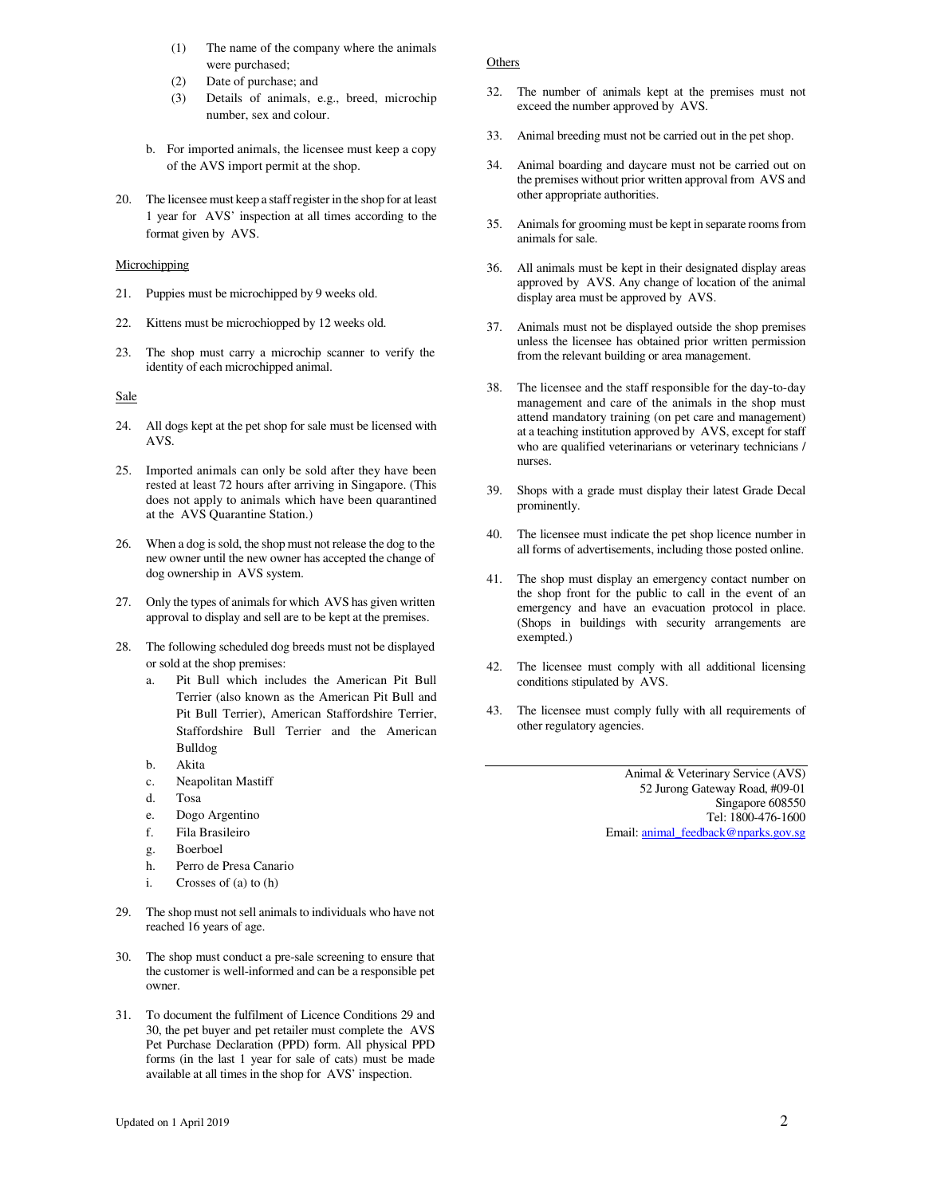(1) The name of the company where the animals were purchased;
(2) Date of purchase; and
(3) Details of animals, e.g., breed, microchip number, sex and colour.

b. For imported animals, the licensee must keep a copy of the AVS import permit at the shop.

20. The licensee must keep a staff register in the shop for at least 1 year for AVS' inspection at all times according to the format given by AVS.

Microchipping

21. Puppies must be microchipped by 9 weeks old.

22. Kittens must be microchiopped by 12 weeks old.

23. The shop must carry a microchip scanner to verify the identity of each microchipped animal.

Sale

24. All dogs kept at the pet shop for sale must be licensed with AVS.

25. Imported animals can only be sold after they have been rested at least 72 hours after arriving in Singapore. (This does not apply to animals which have been quarantined at the AVS Quarantine Station.)

26. When a dog is sold, the shop must not release the dog to the new owner until the new owner has accepted the change of dog ownership in AVS system.

27. Only the types of animals for which AVS has given written approval to display and sell are to be kept at the premises.

28. The following scheduled dog breeds must not be displayed or sold at the shop premises:
   a. Pit Bull which includes the American Pit Bull Terrier (also known as the American Pit Bull and Pit Bull Terrier), American Staffordshire Terrier, Staffordshire Bull Terrier and the American Bulldog
   b. Akita
   c. Neapolitan Mastiff
   d. Tosa
   e. Dogo Argentino
   f. Fila Brasileiro
   g. Boerboel
   h. Perro de Presa Canario
   i. Crosses of (a) to (h)

29. The shop must not sell animals to individuals who have not reached 16 years of age.

30. The shop must conduct a pre-sale screening to ensure that the customer is well-informed and can be a responsible pet owner.

31. To document the fulfilment of Licence Conditions 29 and 30, the pet buyer and pet retailer must complete the AVS Pet Purchase Declaration (PPD) form. All physical PPD forms (in the last 1 year for sale of cats) must be made available at all times in the shop for AVS' inspection.

Others

32. The number of animals kept at the premises must not exceed the number approved by AVS.

33. Animal breeding must not be carried out in the pet shop.

34. Animal boarding and daycare must not be carried out on the premises without prior written approval from AVS and other appropriate authorities.

35. Animals for grooming must be kept in separate rooms from animals for sale.

36. All animals must be kept in their designated display areas approved by AVS. Any change of location of the animal display area must be approved by AVS.

37. Animals must not be displayed outside the shop premises unless the licensee has obtained prior written permission from the relevant building or area management.

38. The licensee and the staff responsible for the day-to-day management and care of the animals in the shop must attend mandatory training (on pet care and management) at a teaching institution approved by AVS, except for staff who are qualified veterinarians or veterinary technicians / nurses.

39. Shops with a grade must display their latest Grade Decal prominently.

40. The licensee must indicate the pet shop licence number in all forms of advertisements, including those posted online.

41. The shop must display an emergency contact number on the shop front for the public to call in the event of an emergency and have an evacuation protocol in place. (Shops in buildings with security arrangements are exempted.)

42. The licensee must comply with all additional licensing conditions stipulated by AVS.

43. The licensee must comply fully with all requirements of other regulatory agencies.

---

Animal & Veterinary Service (AVS)
52 Jurong Gateway Road, #09-01
Singapore 608550
Tel: 1800-476-1600
Email: animal_feedback@nparks.gov.sg

Updated on 1 April 2019